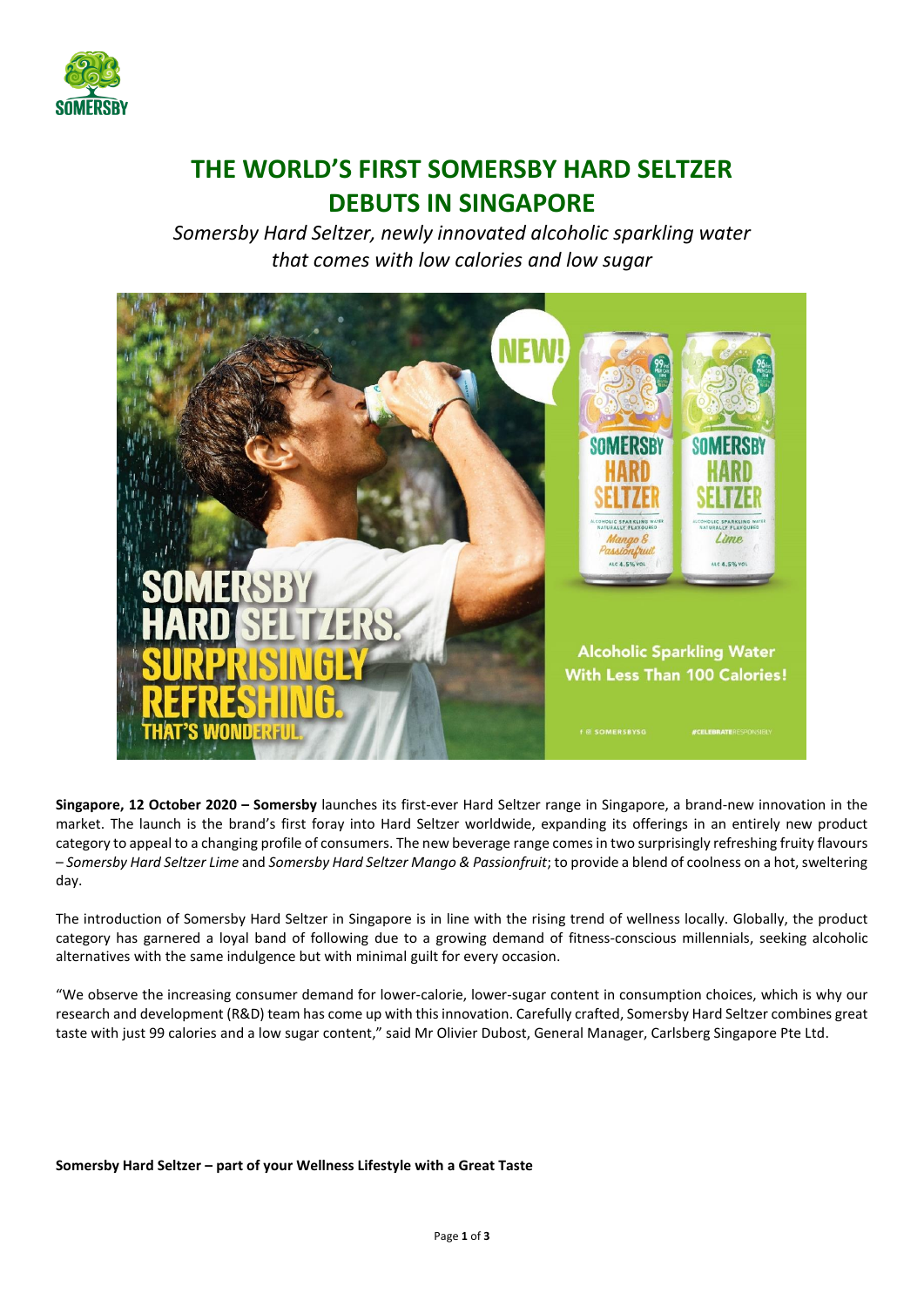# THE WORLD'S FIRST SOMERSBY HARD SELTZER DEBUTS IN SINGAPORE

*Somersby Hard Seltzer, newly innovated alcoholic sparkling water that comes with low calories and low sugar*

**Singapore, 12 October 2020 – Somersby** launches its first-ever Hard Seltzer range in Singapore, a brand-new innovation in the market. The launch is the brand's first foray into Hard Seltzer worldwide, expanding its offerings in an entirely new product category to appeal to a changing profile of consumers. The new beverage range comes in two surprisingly refreshing fruity flavours – *Somersby Hard Seltzer Lime* and *Somersby Hard Seltzer Mango & Passionfruit*; to provide a blend of coolness on a hot, sweltering day.

The introduction of Somersby Hard Seltzer in Singapore is in line with the rising trend of wellness locally. Globally, the product category has garnered a loyal band of following due to a growing demand of fitness-conscious millennials, seeking alcoholic alternatives with the same indulgence but with minimal guilt for every occasion.

"We observe the increasing consumer demand for lower-calorie, lower-sugar content in consumption choices, which is why our research and development (R&D) team has come up with this innovation. Carefully crafted, Somersby Hard Seltzer combines great taste with just 99 calories and a low sugar content," said Mr Olivier Dubost, General Manager, Carlsberg Singapore Pte Ltd.

**Somersby Hard Seltzer – part of your Wellness Lifestyle with a Great Taste**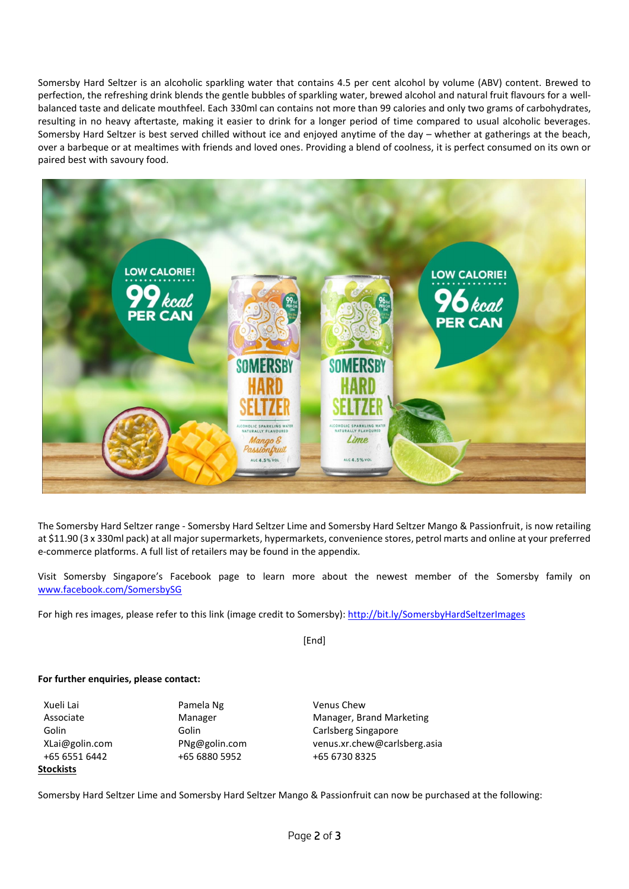Somersby Hard Seltzer is an alcoholic sparkling water that contains 4.5 per cent alcohol by volume (ABV) content. Brewed to perfection, the refreshing drink blends the gentle bubbles of sparkling water, brewed alcohol and natural fruit flavours for a well-balanced taste and delicate mouthfeel. Each 330ml can contains not more than 99 calories and only two grams of carbohydrates, resulting in no heavy aftertaste, making it easier to drink for a longer period of time compared to usual alcoholic beverages. Somersby Hard Seltzer is best served chilled without ice and enjoyed anytime of the day – whether at gatherings at the beach, over a barbeque or at mealtimes with friends and loved ones. Providing a blend of coolness, it is perfect consumed on its own or paired best with savoury food.

The Somersby Hard Seltzer range - Somersby Hard Seltzer Lime and Somersby Hard Seltzer Mango & Passionfruit, is now retailing at $11.90 (3 x 330ml pack) at all major supermarkets, hypermarkets, convenience stores, petrol marts and online at your preferred e-commerce platforms. A full list of retailers may be found in the appendix.

Visit Somersby Singapore's Facebook page to learn more about the newest member of the Somersby family on www.facebook.com/SomersbySG

For high res images, please refer to this link (image credit to Somersby): http://bit.ly/SomersbyHardSeltzerImages

[End]

**For further enquiries, please contact:**

| | | |
|---|---|---|
| Xueli Lai | Pamela Ng | Venus Chew |
| Associate | Manager | Manager, Brand Marketing |
| Golin | Golin | Carlsberg Singapore |
| XLai@golin.com | PNg@golin.com | venus.xr.chew@carlsberg.asia |
| +65 6551 6442 | +65 6880 5952 | +65 6730 8325 |

**Stockists**

Somersby Hard Seltzer Lime and Somersby Hard Seltzer Mango & Passionfruit can now be purchased at the following: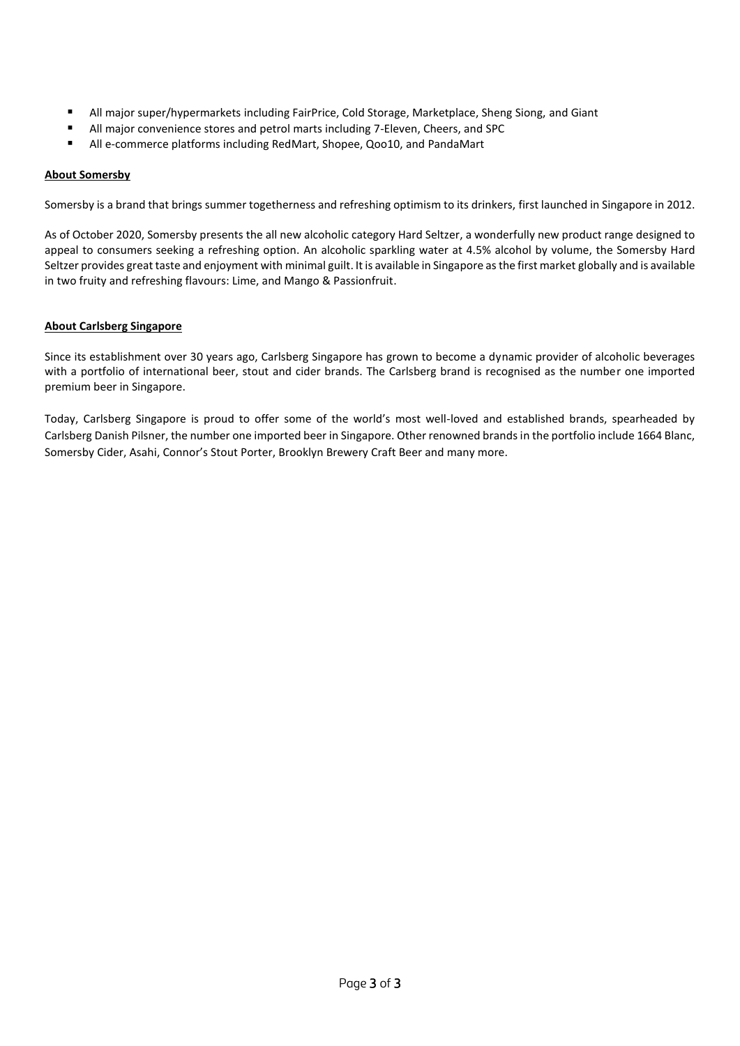- All major super/hypermarkets including FairPrice, Cold Storage, Marketplace, Sheng Siong, and Giant
- All major convenience stores and petrol marts including 7-Eleven, Cheers, and SPC
- All e-commerce platforms including RedMart, Shopee, Qoo10, and PandaMart

**About Somersby**

Somersby is a brand that brings summer togetherness and refreshing optimism to its drinkers, first launched in Singapore in 2012.

As of October 2020, Somersby presents the all new alcoholic category Hard Seltzer, a wonderfully new product range designed to appeal to consumers seeking a refreshing option. An alcoholic sparkling water at 4.5% alcohol by volume, the Somersby Hard Seltzer provides great taste and enjoyment with minimal guilt. It is available in Singapore as the first market globally and is available in two fruity and refreshing flavours: Lime, and Mango & Passionfruit.

**About Carlsberg Singapore**

Since its establishment over 30 years ago, Carlsberg Singapore has grown to become a dynamic provider of alcoholic beverages with a portfolio of international beer, stout and cider brands. The Carlsberg brand is recognised as the number one imported premium beer in Singapore.

Today, Carlsberg Singapore is proud to offer some of the world's most well-loved and established brands, spearheaded by Carlsberg Danish Pilsner, the number one imported beer in Singapore. Other renowned brands in the portfolio include 1664 Blanc, Somersby Cider, Asahi, Connor's Stout Porter, Brooklyn Brewery Craft Beer and many more.